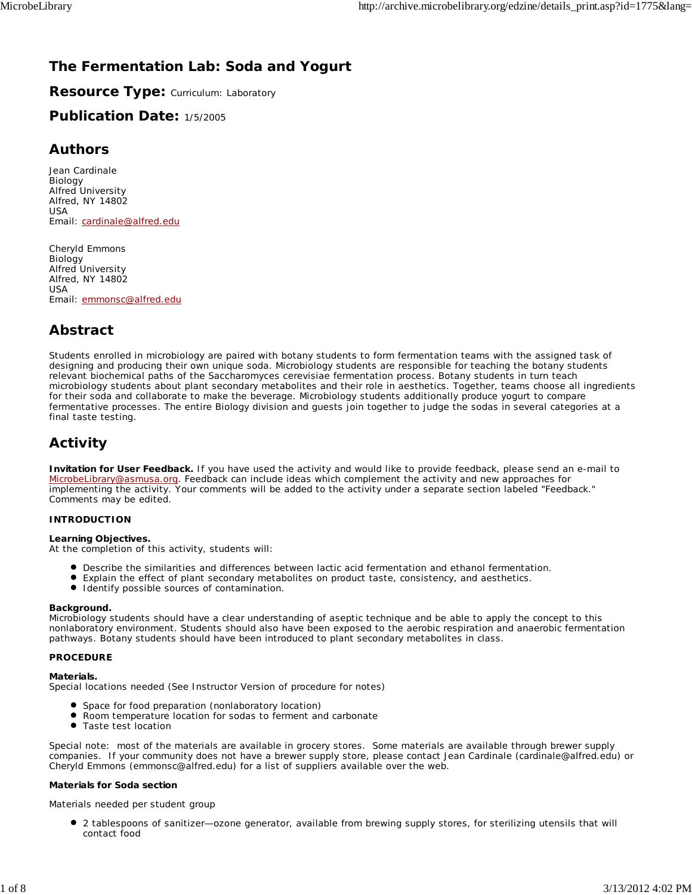# The Fermentation Lab: Soda and Yogurt

## Resource Type: Curriculum: Laboratory

## Publication Date: 1/5/2005

## Authors

Jean Cardinale
Biology
Alfred University
Alfred, NY 14802
USA
Email: cardinale@alfred.edu

Cheryld Emmons
Biology
Alfred University
Alfred, NY 14802
USA
Email: emmonsc@alfred.edu

## Abstract

Students enrolled in microbiology are paired with botany students to form fermentation teams with the assigned task of designing and producing their own unique soda. Microbiology students are responsible for teaching the botany students relevant biochemical paths of the Saccharomyces cerevisiae fermentation process. Botany students in turn teach microbiology students about plant secondary metabolites and their role in aesthetics. Together, teams choose all ingredients for their soda and collaborate to make the beverage. Microbiology students additionally produce yogurt to compare fermentative processes. The entire Biology division and guests join together to judge the sodas in several categories at a final taste testing.

## Activity

**Invitation for User Feedback.** If you have used the activity and would like to provide feedback, please send an e-mail to MicrobeLibrary@asmusa.org. Feedback can include ideas which complement the activity and new approaches for implementing the activity. Your comments will be added to the activity under a separate section labeled "Feedback." Comments may be edited.

**INTRODUCTION**

**Learning Objectives.**
At the completion of this activity, students will:

- Describe the similarities and differences between lactic acid fermentation and ethanol fermentation.
- Explain the effect of plant secondary metabolites on product taste, consistency, and aesthetics.
- Identify possible sources of contamination.

**Background.**
Microbiology students should have a clear understanding of aseptic technique and be able to apply the concept to this nonlaboratory environment. Students should also have been exposed to the aerobic respiration and anaerobic fermentation pathways. Botany students should have been introduced to plant secondary metabolites in class.

**PROCEDURE**

**Materials.**
Special locations needed (See Instructor Version of procedure for notes)

- Space for food preparation (nonlaboratory location)
- Room temperature location for sodas to ferment and carbonate
- Taste test location

Special note: most of the materials are available in grocery stores. Some materials are available through brewer supply companies. If your community does not have a brewer supply store, please contact Jean Cardinale (cardinale@alfred.edu) or Cheryld Emmons (emmonsc@alfred.edu) for a list of suppliers available over the web.

**Materials for Soda section**

Materials needed per student group

- 2 tablespoons of sanitizer—ozone generator, available from brewing supply stores, for sterilizing utensils that will contact food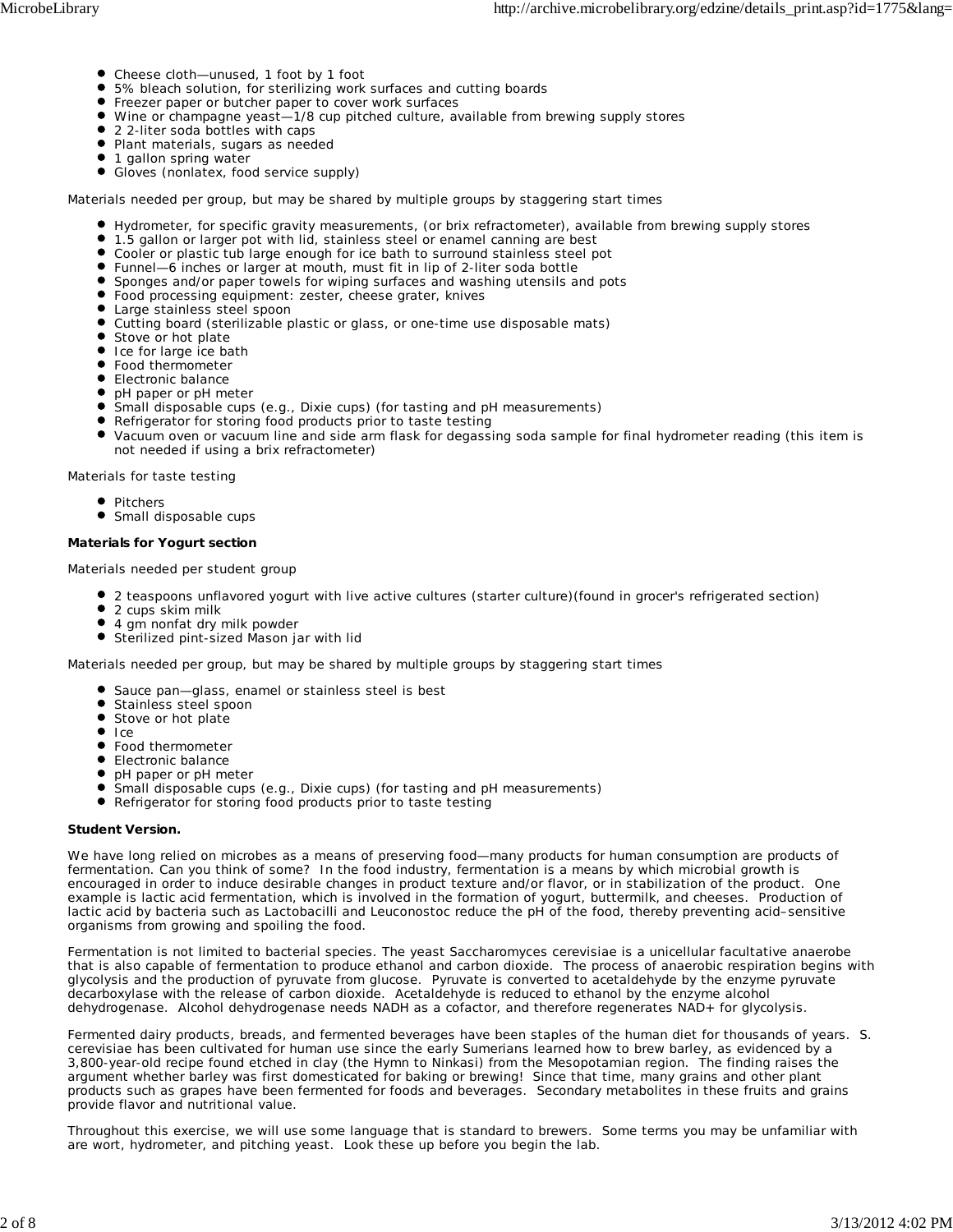- Cheese cloth—unused, 1 foot by 1 foot
- 5% bleach solution, for sterilizing work surfaces and cutting boards
- Freezer paper or butcher paper to cover work surfaces
- Wine or champagne yeast—1/8 cup pitched culture, available from brewing supply stores
- 2 2-liter soda bottles with caps
- Plant materials, sugars as needed
- 1 gallon spring water
- Gloves (nonlatex, food service supply)

Materials needed per group, but may be shared by multiple groups by staggering start times

- Hydrometer, for specific gravity measurements, (or brix refractometer), available from brewing supply stores
- 1.5 gallon or larger pot with lid, stainless steel or enamel canning are best
- Cooler or plastic tub large enough for ice bath to surround stainless steel pot
- Funnel—6 inches or larger at mouth, must fit in lip of 2-liter soda bottle
- Sponges and/or paper towels for wiping surfaces and washing utensils and pots
- Food processing equipment: zester, cheese grater, knives
- Large stainless steel spoon
- Cutting board (sterilizable plastic or glass, or one-time use disposable mats)
- Stove or hot plate
- Ice for large ice bath
- Food thermometer
- Electronic balance
- pH paper or pH meter
- Small disposable cups (e.g., Dixie cups) (for tasting and pH measurements)
- Refrigerator for storing food products prior to taste testing
- Vacuum oven or vacuum line and side arm flask for degassing soda sample for final hydrometer reading (this item is not needed if using a brix refractometer)

Materials for taste testing

- Pitchers
- Small disposable cups

**Materials for Yogurt section**

Materials needed per student group

- 2 teaspoons unflavored yogurt with live active cultures (starter culture)(found in grocer's refrigerated section)
- 2 cups skim milk
- 4 gm nonfat dry milk powder
- Sterilized pint-sized Mason jar with lid

Materials needed per group, but may be shared by multiple groups by staggering start times

- Sauce pan—glass, enamel or stainless steel is best
- Stainless steel spoon
- Stove or hot plate
- Ice
- Food thermometer
- Electronic balance
- pH paper or pH meter
- Small disposable cups (e.g., Dixie cups) (for tasting and pH measurements)
- Refrigerator for storing food products prior to taste testing

**Student Version.**

We have long relied on microbes as a means of preserving food—many products for human consumption are products of fermentation. Can you think of some? In the food industry, fermentation is a means by which microbial growth is encouraged in order to induce desirable changes in product texture and/or flavor, or in stabilization of the product. One example is lactic acid fermentation, which is involved in the formation of yogurt, buttermilk, and cheeses. Production of lactic acid by bacteria such as Lactobacilli and Leuconostoc reduce the pH of the food, thereby preventing acid–sensitive organisms from growing and spoiling the food.

Fermentation is not limited to bacterial species. The yeast Saccharomyces cerevisiae is a unicellular facultative anaerobe that is also capable of fermentation to produce ethanol and carbon dioxide. The process of anaerobic respiration begins with glycolysis and the production of pyruvate from glucose. Pyruvate is converted to acetaldehyde by the enzyme pyruvate decarboxylase with the release of carbon dioxide. Acetaldehyde is reduced to ethanol by the enzyme alcohol dehydrogenase. Alcohol dehydrogenase needs NADH as a cofactor, and therefore regenerates NAD+ for glycolysis.

Fermented dairy products, breads, and fermented beverages have been staples of the human diet for thousands of years. S. cerevisiae has been cultivated for human use since the early Sumerians learned how to brew barley, as evidenced by a 3,800-year-old recipe found etched in clay (the Hymn to Ninkasi) from the Mesopotamian region. The finding raises the argument whether barley was first domesticated for baking or brewing! Since that time, many grains and other plant products such as grapes have been fermented for foods and beverages. Secondary metabolites in these fruits and grains provide flavor and nutritional value.

Throughout this exercise, we will use some language that is standard to brewers. Some terms you may be unfamiliar with are wort, hydrometer, and pitching yeast. Look these up before you begin the lab.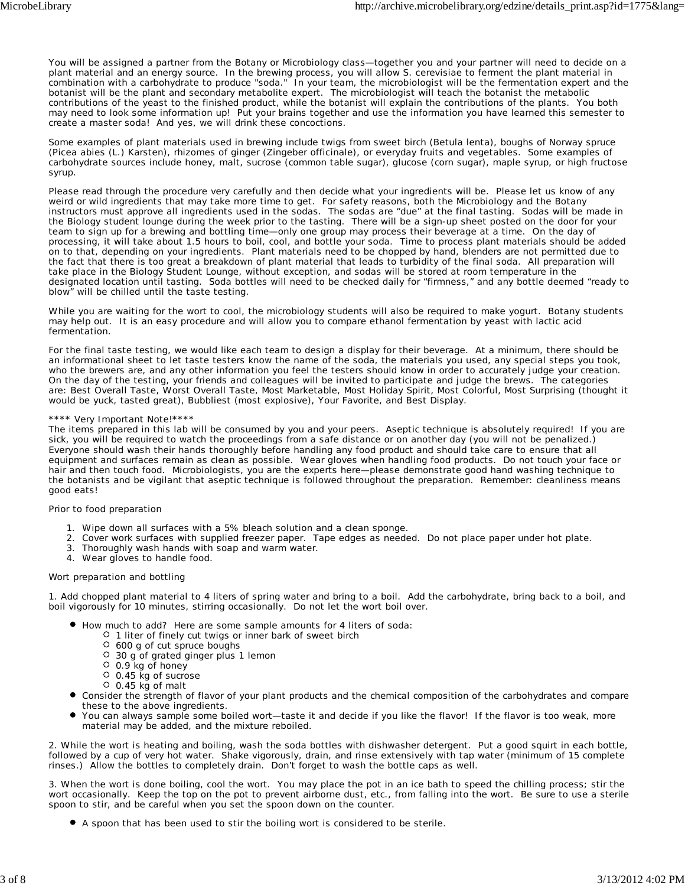You will be assigned a partner from the Botany or Microbiology class—together you and your partner will need to decide on a plant material and an energy source. In the brewing process, you will allow S. cerevisiae to ferment the plant material in combination with a carbohydrate to produce "soda." In your team, the microbiologist will be the fermentation expert and the botanist will be the plant and secondary metabolite expert. The microbiologist will teach the botanist the metabolic contributions of the yeast to the finished product, while the botanist will explain the contributions of the plants. You both may need to look some information up! Put your brains together and use the information you have learned this semester to create a master soda! And yes, we will drink these concoctions.

Some examples of plant materials used in brewing include twigs from sweet birch (Betula lenta), boughs of Norway spruce (Picea abies (L.) Karsten), rhizomes of ginger (Zingeber officinale), or everyday fruits and vegetables. Some examples of carbohydrate sources include honey, malt, sucrose (common table sugar), glucose (corn sugar), maple syrup, or high fructose syrup.

Please read through the procedure very carefully and then decide what your ingredients will be. Please let us know of any weird or wild ingredients that may take more time to get. For safety reasons, both the Microbiology and the Botany instructors must approve all ingredients used in the sodas. The sodas are "due" at the final tasting. Sodas will be made in the Biology student lounge during the week prior to the tasting. There will be a sign-up sheet posted on the door for your team to sign up for a brewing and bottling time—only one group may process their beverage at a time. On the day of processing, it will take about 1.5 hours to boil, cool, and bottle your soda. Time to process plant materials should be added on to that, depending on your ingredients. Plant materials need to be chopped by hand, blenders are not permitted due to the fact that there is too great a breakdown of plant material that leads to turbidity of the final soda. All preparation will take place in the Biology Student Lounge, without exception, and sodas will be stored at room temperature in the designated location until tasting. Soda bottles will need to be checked daily for "firmness," and any bottle deemed "ready to blow" will be chilled until the taste testing.

While you are waiting for the wort to cool, the microbiology students will also be required to make yogurt. Botany students may help out. It is an easy procedure and will allow you to compare ethanol fermentation by yeast with lactic acid fermentation.

For the final taste testing, we would like each team to design a display for their beverage. At a minimum, there should be an informational sheet to let taste testers know the name of the soda, the materials you used, any special steps you took, who the brewers are, and any other information you feel the testers should know in order to accurately judge your creation. On the day of the testing, your friends and colleagues will be invited to participate and judge the brews. The categories are: Best Overall Taste, Worst Overall Taste, Most Marketable, Most Holiday Spirit, Most Colorful, Most Surprising (thought it would be yuck, tasted great), Bubbliest (most explosive), Your Favorite, and Best Display.

**** Very Important Note!****
The items prepared in this lab will be consumed by you and your peers. Aseptic technique is absolutely required! If you are sick, you will be required to watch the proceedings from a safe distance or on another day (you will not be penalized.) Everyone should wash their hands thoroughly before handling any food product and should take care to ensure that all equipment and surfaces remain as clean as possible. Wear gloves when handling food products. Do not touch your face or hair and then touch food. Microbiologists, you are the experts here—please demonstrate good hand washing technique to the botanists and be vigilant that aseptic technique is followed throughout the preparation. Remember: cleanliness means good eats!

Prior to food preparation

1. Wipe down all surfaces with a 5% bleach solution and a clean sponge.
2. Cover work surfaces with supplied freezer paper. Tape edges as needed. Do not place paper under hot plate.
3. Thoroughly wash hands with soap and warm water.
4. Wear gloves to handle food.

Wort preparation and bottling

1. Add chopped plant material to 4 liters of spring water and bring to a boil. Add the carbohydrate, bring back to a boil, and boil vigorously for 10 minutes, stirring occasionally. Do not let the wort boil over.

- How much to add? Here are some sample amounts for 4 liters of soda:
  - 1 liter of finely cut twigs or inner bark of sweet birch
  - 600 g of cut spruce boughs
  - 30 g of grated ginger plus 1 lemon
  - 0.9 kg of honey
  - 0.45 kg of sucrose
  - 0.45 kg of malt
- Consider the strength of flavor of your plant products and the chemical composition of the carbohydrates and compare these to the above ingredients.
- You can always sample some boiled wort—taste it and decide if you like the flavor! If the flavor is too weak, more material may be added, and the mixture reboiled.

2. While the wort is heating and boiling, wash the soda bottles with dishwasher detergent. Put a good squirt in each bottle, followed by a cup of very hot water. Shake vigorously, drain, and rinse extensively with tap water (minimum of 15 complete rinses.) Allow the bottles to completely drain. Don't forget to wash the bottle caps as well.

3. When the wort is done boiling, cool the wort. You may place the pot in an ice bath to speed the chilling process; stir the wort occasionally. Keep the top on the pot to prevent airborne dust, etc., from falling into the wort. Be sure to use a sterile spoon to stir, and be careful when you set the spoon down on the counter.

- A spoon that has been used to stir the boiling wort is considered to be sterile.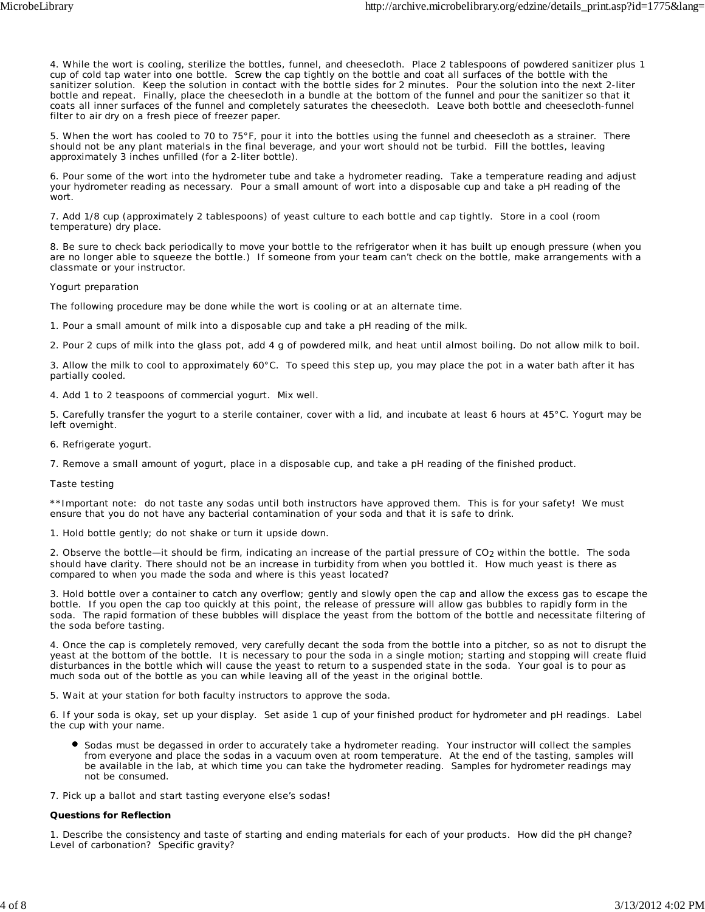4. While the wort is cooling, sterilize the bottles, funnel, and cheesecloth. Place 2 tablespoons of powdered sanitizer plus 1 cup of cold tap water into one bottle. Screw the cap tightly on the bottle and coat all surfaces of the bottle with the sanitizer solution. Keep the solution in contact with the bottle sides for 2 minutes. Pour the solution into the next 2-liter bottle and repeat. Finally, place the cheesecloth in a bundle at the bottom of the funnel and pour the sanitizer so that it coats all inner surfaces of the funnel and completely saturates the cheesecloth. Leave both bottle and cheesecloth-funnel filter to air dry on a fresh piece of freezer paper.

5. When the wort has cooled to 70 to 75°F, pour it into the bottles using the funnel and cheesecloth as a strainer. There should not be any plant materials in the final beverage, and your wort should not be turbid. Fill the bottles, leaving approximately 3 inches unfilled (for a 2-liter bottle).

6. Pour some of the wort into the hydrometer tube and take a hydrometer reading. Take a temperature reading and adjust your hydrometer reading as necessary. Pour a small amount of wort into a disposable cup and take a pH reading of the wort.

7. Add 1/8 cup (approximately 2 tablespoons) of yeast culture to each bottle and cap tightly. Store in a cool (room temperature) dry place.

8. Be sure to check back periodically to move your bottle to the refrigerator when it has built up enough pressure (when you are no longer able to squeeze the bottle.) If someone from your team can't check on the bottle, make arrangements with a classmate or your instructor.

Yogurt preparation

The following procedure may be done while the wort is cooling or at an alternate time.

1. Pour a small amount of milk into a disposable cup and take a pH reading of the milk.

2. Pour 2 cups of milk into the glass pot, add 4 g of powdered milk, and heat until almost boiling. Do not allow milk to boil.

3. Allow the milk to cool to approximately 60°C. To speed this step up, you may place the pot in a water bath after it has partially cooled.

4. Add 1 to 2 teaspoons of commercial yogurt. Mix well.

5. Carefully transfer the yogurt to a sterile container, cover with a lid, and incubate at least 6 hours at 45°C. Yogurt may be left overnight.

6. Refrigerate yogurt.

7. Remove a small amount of yogurt, place in a disposable cup, and take a pH reading of the finished product.

Taste testing

**Important note: do not taste any sodas until both instructors have approved them. This is for your safety! We must ensure that you do not have any bacterial contamination of your soda and that it is safe to drink.

1. Hold bottle gently; do not shake or turn it upside down.

2. Observe the bottle—it should be firm, indicating an increase of the partial pressure of $CO_2$ within the bottle. The soda should have clarity. There should not be an increase in turbidity from when you bottled it. How much yeast is there as compared to when you made the soda and where is this yeast located?

3. Hold bottle over a container to catch any overflow; gently and slowly open the cap and allow the excess gas to escape the bottle. If you open the cap too quickly at this point, the release of pressure will allow gas bubbles to rapidly form in the soda. The rapid formation of these bubbles will displace the yeast from the bottom of the bottle and necessitate filtering of the soda before tasting.

4. Once the cap is completely removed, very carefully decant the soda from the bottle into a pitcher, so as not to disrupt the yeast at the bottom of the bottle. It is necessary to pour the soda in a single motion; starting and stopping will create fluid disturbances in the bottle which will cause the yeast to return to a suspended state in the soda. Your goal is to pour as much soda out of the bottle as you can while leaving all of the yeast in the original bottle.

5. Wait at your station for both faculty instructors to approve the soda.

6. If your soda is okay, set up your display. Set aside 1 cup of your finished product for hydrometer and pH readings. Label the cup with your name.

- Sodas must be degassed in order to accurately take a hydrometer reading. Your instructor will collect the samples from everyone and place the sodas in a vacuum oven at room temperature. At the end of the tasting, samples will be available in the lab, at which time you can take the hydrometer reading. Samples for hydrometer readings may not be consumed.

7. Pick up a ballot and start tasting everyone else's sodas!

**Questions for Reflection**

1. Describe the consistency and taste of starting and ending materials for each of your products. How did the pH change? Level of carbonation? Specific gravity?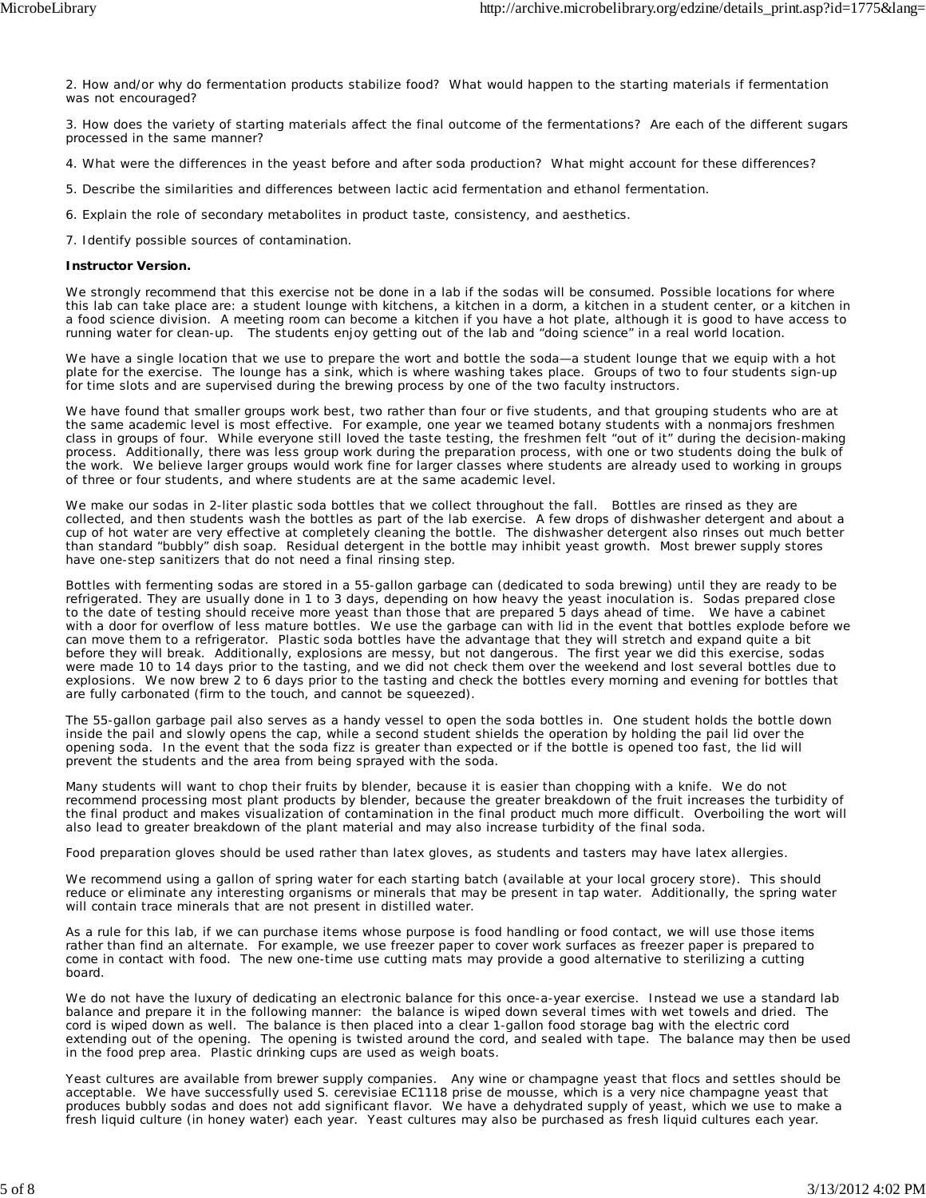2. How and/or why do fermentation products stabilize food? What would happen to the starting materials if fermentation was not encouraged?

3. How does the variety of starting materials affect the final outcome of the fermentations? Are each of the different sugars processed in the same manner?

4. What were the differences in the yeast before and after soda production? What might account for these differences?

5. Describe the similarities and differences between lactic acid fermentation and ethanol fermentation.

6. Explain the role of secondary metabolites in product taste, consistency, and aesthetics.

7. Identify possible sources of contamination.

**Instructor Version.**

We strongly recommend that this exercise not be done in a lab if the sodas will be consumed. Possible locations for where this lab can take place are: a student lounge with kitchens, a kitchen in a dorm, a kitchen in a student center, or a kitchen in a food science division. A meeting room can become a kitchen if you have a hot plate, although it is good to have access to running water for clean-up. The students enjoy getting out of the lab and "doing science" in a real world location.

We have a single location that we use to prepare the wort and bottle the soda—a student lounge that we equip with a hot plate for the exercise. The lounge has a sink, which is where washing takes place. Groups of two to four students sign-up for time slots and are supervised during the brewing process by one of the two faculty instructors.

We have found that smaller groups work best, two rather than four or five students, and that grouping students who are at the same academic level is most effective. For example, one year we teamed botany students with a nonmajors freshmen class in groups of four. While everyone still loved the taste testing, the freshmen felt "out of it" during the decision-making process. Additionally, there was less group work during the preparation process, with one or two students doing the bulk of the work. We believe larger groups would work fine for larger classes where students are already used to working in groups of three or four students, and where students are at the same academic level.

We make our sodas in 2-liter plastic soda bottles that we collect throughout the fall. Bottles are rinsed as they are collected, and then students wash the bottles as part of the lab exercise. A few drops of dishwasher detergent and about a cup of hot water are very effective at completely cleaning the bottle. The dishwasher detergent also rinses out much better than standard "bubbly" dish soap. Residual detergent in the bottle may inhibit yeast growth. Most brewer supply stores have one-step sanitizers that do not need a final rinsing step.

Bottles with fermenting sodas are stored in a 55-gallon garbage can (dedicated to soda brewing) until they are ready to be refrigerated. They are usually done in 1 to 3 days, depending on how heavy the yeast inoculation is. Sodas prepared close to the date of testing should receive more yeast than those that are prepared 5 days ahead of time. We have a cabinet with a door for overflow of less mature bottles. We use the garbage can with lid in the event that bottles explode before we can move them to a refrigerator. Plastic soda bottles have the advantage that they will stretch and expand quite a bit before they will break. Additionally, explosions are messy, but not dangerous. The first year we did this exercise, sodas were made 10 to 14 days prior to the tasting, and we did not check them over the weekend and lost several bottles due to explosions. We now brew 2 to 6 days prior to the tasting and check the bottles every morning and evening for bottles that are fully carbonated (firm to the touch, and cannot be squeezed).

The 55-gallon garbage pail also serves as a handy vessel to open the soda bottles in. One student holds the bottle down inside the pail and slowly opens the cap, while a second student shields the operation by holding the pail lid over the opening soda. In the event that the soda fizz is greater than expected or if the bottle is opened too fast, the lid will prevent the students and the area from being sprayed with the soda.

Many students will want to chop their fruits by blender, because it is easier than chopping with a knife. We do not recommend processing most plant products by blender, because the greater breakdown of the fruit increases the turbidity of the final product and makes visualization of contamination in the final product much more difficult. Overboiling the wort will also lead to greater breakdown of the plant material and may also increase turbidity of the final soda.

Food preparation gloves should be used rather than latex gloves, as students and tasters may have latex allergies.

We recommend using a gallon of spring water for each starting batch (available at your local grocery store). This should reduce or eliminate any interesting organisms or minerals that may be present in tap water. Additionally, the spring water will contain trace minerals that are not present in distilled water.

As a rule for this lab, if we can purchase items whose purpose is food handling or food contact, we will use those items rather than find an alternate. For example, we use freezer paper to cover work surfaces as freezer paper is prepared to come in contact with food. The new one-time use cutting mats may provide a good alternative to sterilizing a cutting board.

We do not have the luxury of dedicating an electronic balance for this once-a-year exercise. Instead we use a standard lab balance and prepare it in the following manner: the balance is wiped down several times with wet towels and dried. The cord is wiped down as well. The balance is then placed into a clear 1-gallon food storage bag with the electric cord extending out of the opening. The opening is twisted around the cord, and sealed with tape. The balance may then be used in the food prep area. Plastic drinking cups are used as weigh boats.

Yeast cultures are available from brewer supply companies. Any wine or champagne yeast that flocs and settles should be acceptable. We have successfully used S. cerevisiae EC1118 prise de mousse, which is a very nice champagne yeast that produces bubbly sodas and does not add significant flavor. We have a dehydrated supply of yeast, which we use to make a fresh liquid culture (in honey water) each year. Yeast cultures may also be purchased as fresh liquid cultures each year.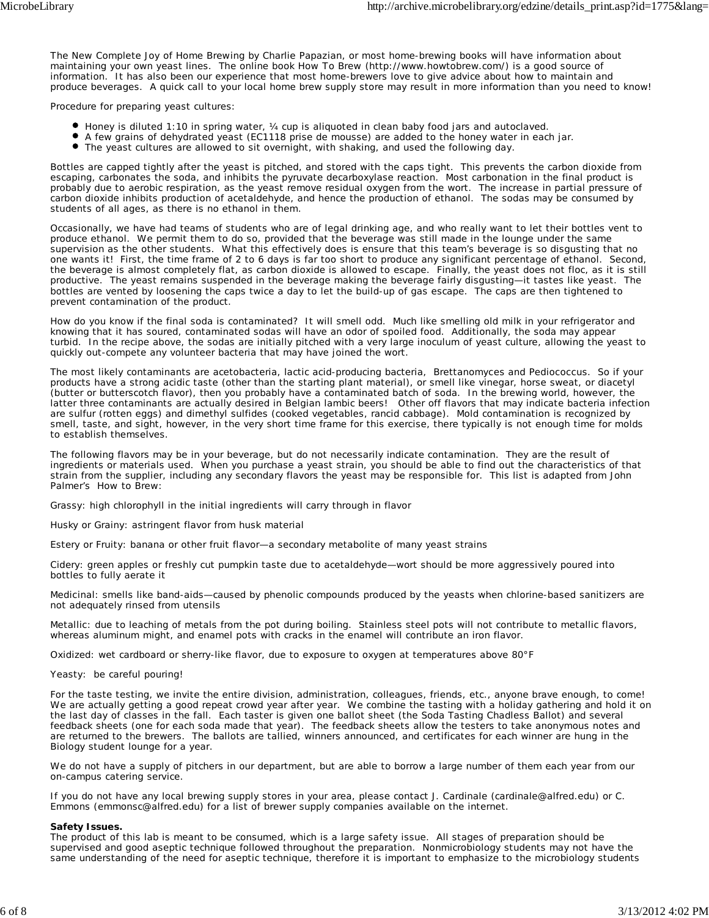The New Complete Joy of Home Brewing by Charlie Papazian, or most home-brewing books will have information about maintaining your own yeast lines. The online book How To Brew (http://www.howtobrew.com/) is a good source of information. It has also been our experience that most home-brewers love to give advice about how to maintain and produce beverages. A quick call to your local home brew supply store may result in more information than you need to know!

Procedure for preparing yeast cultures:

- Honey is diluted 1:10 in spring water, ¼ cup is aliquoted in clean baby food jars and autoclaved.
- A few grains of dehydrated yeast (EC1118 prise de mousse) are added to the honey water in each jar.
- The yeast cultures are allowed to sit overnight, with shaking, and used the following day.

Bottles are capped tightly after the yeast is pitched, and stored with the caps tight. This prevents the carbon dioxide from escaping, carbonates the soda, and inhibits the pyruvate decarboxylase reaction. Most carbonation in the final product is probably due to aerobic respiration, as the yeast remove residual oxygen from the wort. The increase in partial pressure of carbon dioxide inhibits production of acetaldehyde, and hence the production of ethanol. The sodas may be consumed by students of all ages, as there is no ethanol in them.

Occasionally, we have had teams of students who are of legal drinking age, and who really want to let their bottles vent to produce ethanol. We permit them to do so, provided that the beverage was still made in the lounge under the same supervision as the other students. What this effectively does is ensure that this team's beverage is so disgusting that no one wants it! First, the time frame of 2 to 6 days is far too short to produce any significant percentage of ethanol. Second, the beverage is almost completely flat, as carbon dioxide is allowed to escape. Finally, the yeast does not floc, as it is still productive. The yeast remains suspended in the beverage making the beverage fairly disgusting—it tastes like yeast. The bottles are vented by loosening the caps twice a day to let the build-up of gas escape. The caps are then tightened to prevent contamination of the product.

How do you know if the final soda is contaminated? It will smell odd. Much like smelling old milk in your refrigerator and knowing that it has soured, contaminated sodas will have an odor of spoiled food. Additionally, the soda may appear turbid. In the recipe above, the sodas are initially pitched with a very large inoculum of yeast culture, allowing the yeast to quickly out-compete any volunteer bacteria that may have joined the wort.

The most likely contaminants are acetobacteria, lactic acid-producing bacteria, Brettanomyces and Pediococcus. So if your products have a strong acidic taste (other than the starting plant material), or smell like vinegar, horse sweat, or diacetyl (butter or butterscotch flavor), then you probably have a contaminated batch of soda. In the brewing world, however, the latter three contaminants are actually desired in Belgian lambic beers! Other off flavors that may indicate bacteria infection are sulfur (rotten eggs) and dimethyl sulfides (cooked vegetables, rancid cabbage). Mold contamination is recognized by smell, taste, and sight, however, in the very short time frame for this exercise, there typically is not enough time for molds to establish themselves.

The following flavors may be in your beverage, but do not necessarily indicate contamination. They are the result of ingredients or materials used. When you purchase a yeast strain, you should be able to find out the characteristics of that strain from the supplier, including any secondary flavors the yeast may be responsible for. This list is adapted from John Palmer's How to Brew:

Grassy: high chlorophyll in the initial ingredients will carry through in flavor

Husky or Grainy: astringent flavor from husk material

Estery or Fruity: banana or other fruit flavor—a secondary metabolite of many yeast strains

Cidery: green apples or freshly cut pumpkin taste due to acetaldehyde—wort should be more aggressively poured into bottles to fully aerate it

Medicinal: smells like band-aids—caused by phenolic compounds produced by the yeasts when chlorine-based sanitizers are not adequately rinsed from utensils

Metallic: due to leaching of metals from the pot during boiling. Stainless steel pots will not contribute to metallic flavors, whereas aluminum might, and enamel pots with cracks in the enamel will contribute an iron flavor.

Oxidized: wet cardboard or sherry-like flavor, due to exposure to oxygen at temperatures above 80°F

Yeasty: be careful pouring!

For the taste testing, we invite the entire division, administration, colleagues, friends, etc., anyone brave enough, to come! We are actually getting a good repeat crowd year after year. We combine the tasting with a holiday gathering and hold it on the last day of classes in the fall. Each taster is given one ballot sheet (the Soda Tasting Chadless Ballot) and several feedback sheets (one for each soda made that year). The feedback sheets allow the testers to take anonymous notes and are returned to the brewers. The ballots are tallied, winners announced, and certificates for each winner are hung in the Biology student lounge for a year.

We do not have a supply of pitchers in our department, but are able to borrow a large number of them each year from our on-campus catering service.

If you do not have any local brewing supply stores in your area, please contact J. Cardinale (cardinale@alfred.edu) or C. Emmons (emmonsc@alfred.edu) for a list of brewer supply companies available on the internet.

**Safety Issues.**
The product of this lab is meant to be consumed, which is a large safety issue. All stages of preparation should be supervised and good aseptic technique followed throughout the preparation. Nonmicrobiology students may not have the same understanding of the need for aseptic technique, therefore it is important to emphasize to the microbiology students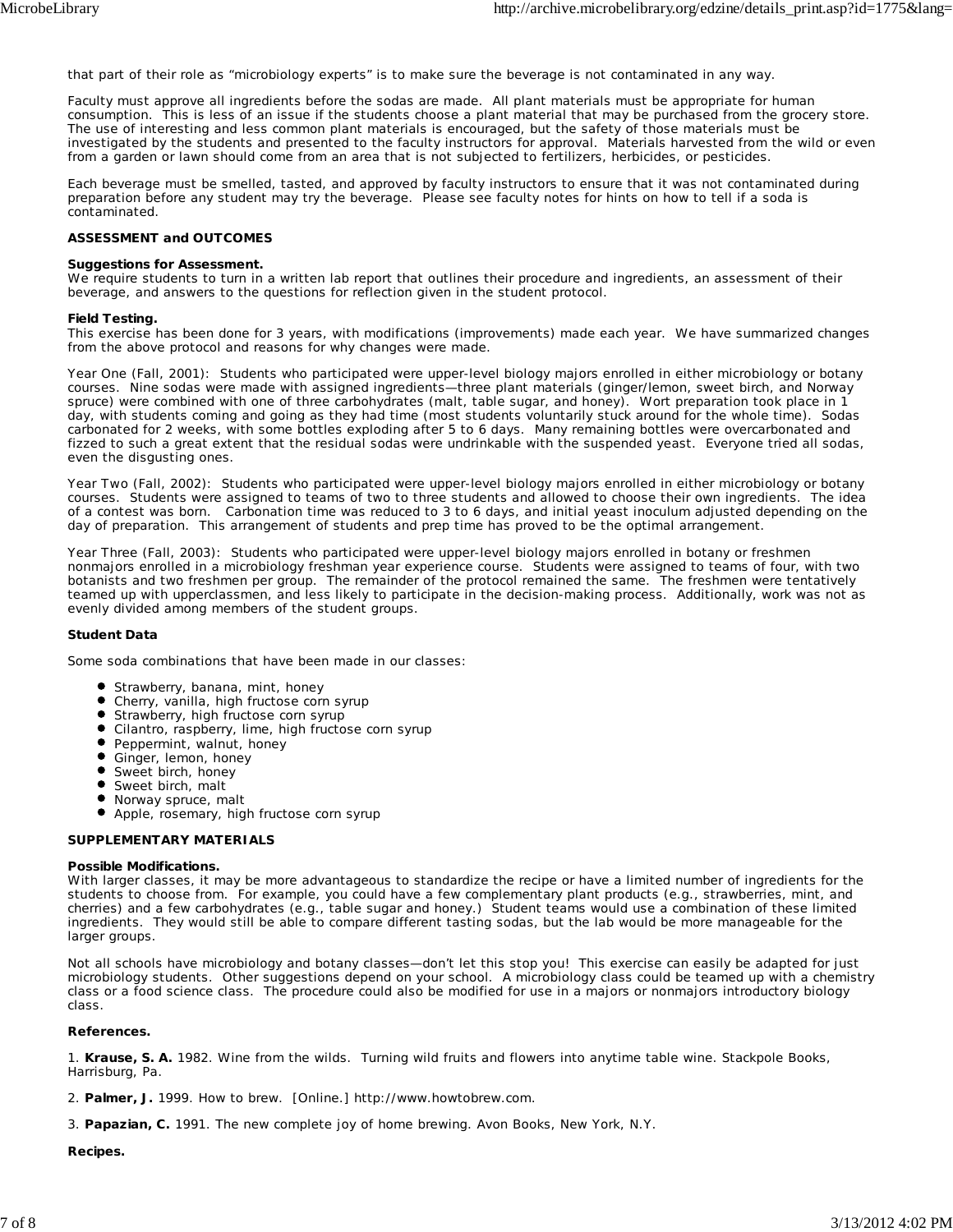that part of their role as "microbiology experts" is to make sure the beverage is not contaminated in any way.

Faculty must approve all ingredients before the sodas are made. All plant materials must be appropriate for human consumption. This is less of an issue if the students choose a plant material that may be purchased from the grocery store. The use of interesting and less common plant materials is encouraged, but the safety of those materials must be investigated by the students and presented to the faculty instructors for approval. Materials harvested from the wild or even from a garden or lawn should come from an area that is not subjected to fertilizers, herbicides, or pesticides.

Each beverage must be smelled, tasted, and approved by faculty instructors to ensure that it was not contaminated during preparation before any student may try the beverage. Please see faculty notes for hints on how to tell if a soda is contaminated.

**ASSESSMENT and OUTCOMES**

**Suggestions for Assessment.**
We require students to turn in a written lab report that outlines their procedure and ingredients, an assessment of their beverage, and answers to the questions for reflection given in the student protocol.

**Field Testing.**
This exercise has been done for 3 years, with modifications (improvements) made each year. We have summarized changes from the above protocol and reasons for why changes were made.

Year One (Fall, 2001): Students who participated were upper-level biology majors enrolled in either microbiology or botany courses. Nine sodas were made with assigned ingredients—three plant materials (ginger/lemon, sweet birch, and Norway spruce) were combined with one of three carbohydrates (malt, table sugar, and honey). Wort preparation took place in 1 day, with students coming and going as they had time (most students voluntarily stuck around for the whole time). Sodas carbonated for 2 weeks, with some bottles exploding after 5 to 6 days. Many remaining bottles were overcarbonated and fizzed to such a great extent that the residual sodas were undrinkable with the suspended yeast. Everyone tried all sodas, even the disgusting ones.

Year Two (Fall, 2002): Students who participated were upper-level biology majors enrolled in either microbiology or botany courses. Students were assigned to teams of two to three students and allowed to choose their own ingredients. The idea of a contest was born. Carbonation time was reduced to 3 to 6 days, and initial yeast inoculum adjusted depending on the day of preparation. This arrangement of students and prep time has proved to be the optimal arrangement.

Year Three (Fall, 2003): Students who participated were upper-level biology majors enrolled in botany or freshmen nonmajors enrolled in a microbiology freshman year experience course. Students were assigned to teams of four, with two botanists and two freshmen per group. The remainder of the protocol remained the same. The freshmen were tentatively teamed up with upperclassmen, and less likely to participate in the decision-making process. Additionally, work was not as evenly divided among members of the student groups.

**Student Data**

Some soda combinations that have been made in our classes:

- Strawberry, banana, mint, honey
- Cherry, vanilla, high fructose corn syrup
- Strawberry, high fructose corn syrup
- Cilantro, raspberry, lime, high fructose corn syrup
- Peppermint, walnut, honey
- Ginger, lemon, honey
- Sweet birch, honey
- Sweet birch, malt
- Norway spruce, malt
- Apple, rosemary, high fructose corn syrup

**SUPPLEMENTARY MATERIALS**

**Possible Modifications.**
With larger classes, it may be more advantageous to standardize the recipe or have a limited number of ingredients for the students to choose from. For example, you could have a few complementary plant products (e.g., strawberries, mint, and cherries) and a few carbohydrates (e.g., table sugar and honey.) Student teams would use a combination of these limited ingredients. They would still be able to compare different tasting sodas, but the lab would be more manageable for the larger groups.

Not all schools have microbiology and botany classes—don't let this stop you! This exercise can easily be adapted for just microbiology students. Other suggestions depend on your school. A microbiology class could be teamed up with a chemistry class or a food science class. The procedure could also be modified for use in a majors or nonmajors introductory biology class.

**References.**

1. **Krause, S. A.** 1982. Wine from the wilds. Turning wild fruits and flowers into anytime table wine. Stackpole Books, Harrisburg, Pa.

2. **Palmer, J.** 1999. How to brew. [Online.] http://www.howtobrew.com.

3. **Papazian, C.** 1991. The new complete joy of home brewing. Avon Books, New York, N.Y.

**Recipes.**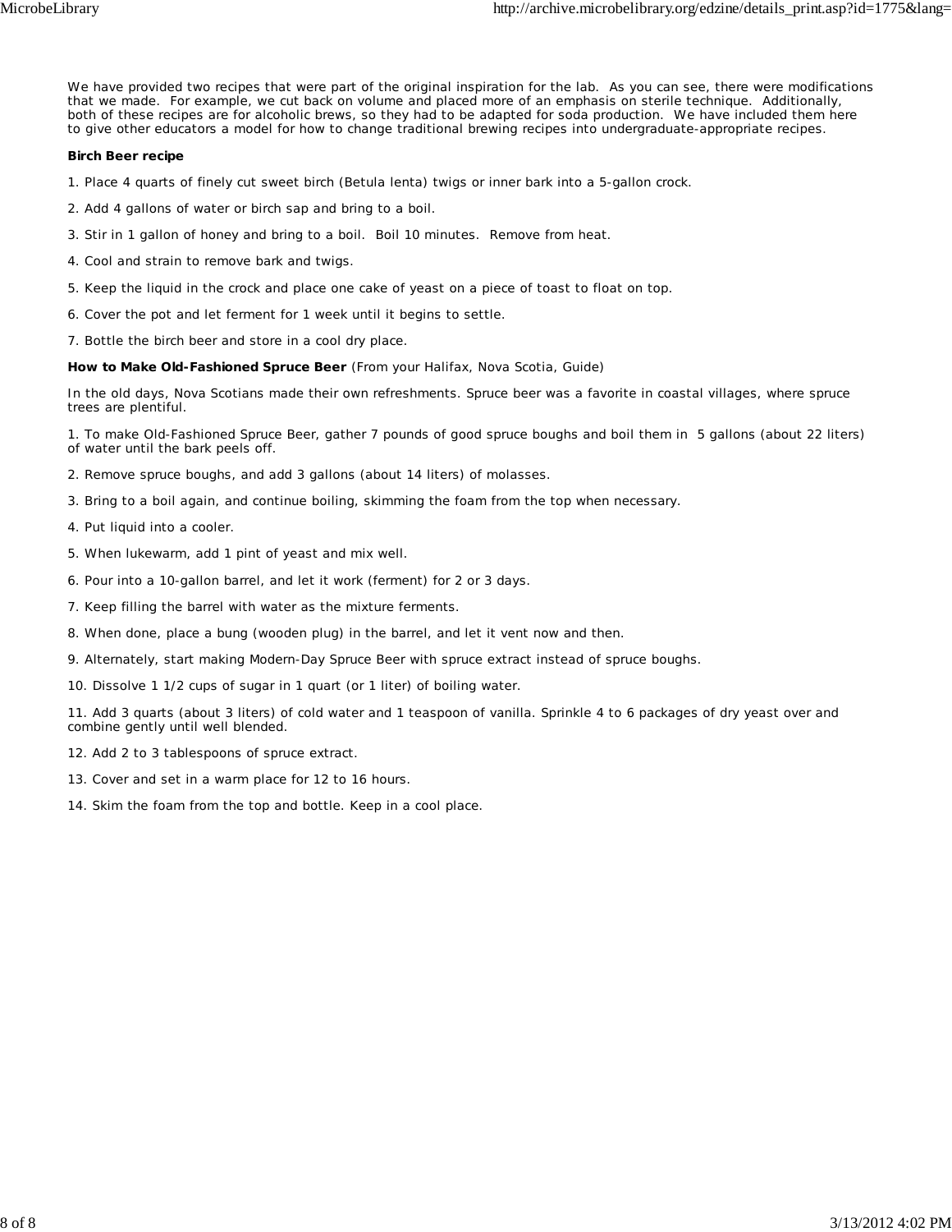We have provided two recipes that were part of the original inspiration for the lab. As you can see, there were modifications that we made. For example, we cut back on volume and placed more of an emphasis on sterile technique. Additionally, both of these recipes are for alcoholic brews, so they had to be adapted for soda production. We have included them here to give other educators a model for how to change traditional brewing recipes into undergraduate-appropriate recipes.

**Birch Beer recipe**

1. Place 4 quarts of finely cut sweet birch (Betula lenta) twigs or inner bark into a 5-gallon crock.

2. Add 4 gallons of water or birch sap and bring to a boil.

3. Stir in 1 gallon of honey and bring to a boil. Boil 10 minutes. Remove from heat.

4. Cool and strain to remove bark and twigs.

5. Keep the liquid in the crock and place one cake of yeast on a piece of toast to float on top.

6. Cover the pot and let ferment for 1 week until it begins to settle.

7. Bottle the birch beer and store in a cool dry place.

**How to Make Old-Fashioned Spruce Beer** (From your Halifax, Nova Scotia, Guide)

In the old days, Nova Scotians made their own refreshments. Spruce beer was a favorite in coastal villages, where spruce trees are plentiful.

1. To make Old-Fashioned Spruce Beer, gather 7 pounds of good spruce boughs and boil them in 5 gallons (about 22 liters) of water until the bark peels off.

2. Remove spruce boughs, and add 3 gallons (about 14 liters) of molasses.

3. Bring to a boil again, and continue boiling, skimming the foam from the top when necessary.

4. Put liquid into a cooler.

5. When lukewarm, add 1 pint of yeast and mix well.

6. Pour into a 10-gallon barrel, and let it work (ferment) for 2 or 3 days.

7. Keep filling the barrel with water as the mixture ferments.

8. When done, place a bung (wooden plug) in the barrel, and let it vent now and then.

9. Alternately, start making Modern-Day Spruce Beer with spruce extract instead of spruce boughs.

10. Dissolve 1 1/2 cups of sugar in 1 quart (or 1 liter) of boiling water.

11. Add 3 quarts (about 3 liters) of cold water and 1 teaspoon of vanilla. Sprinkle 4 to 6 packages of dry yeast over and combine gently until well blended.

12. Add 2 to 3 tablespoons of spruce extract.

13. Cover and set in a warm place for 12 to 16 hours.

14. Skim the foam from the top and bottle. Keep in a cool place.